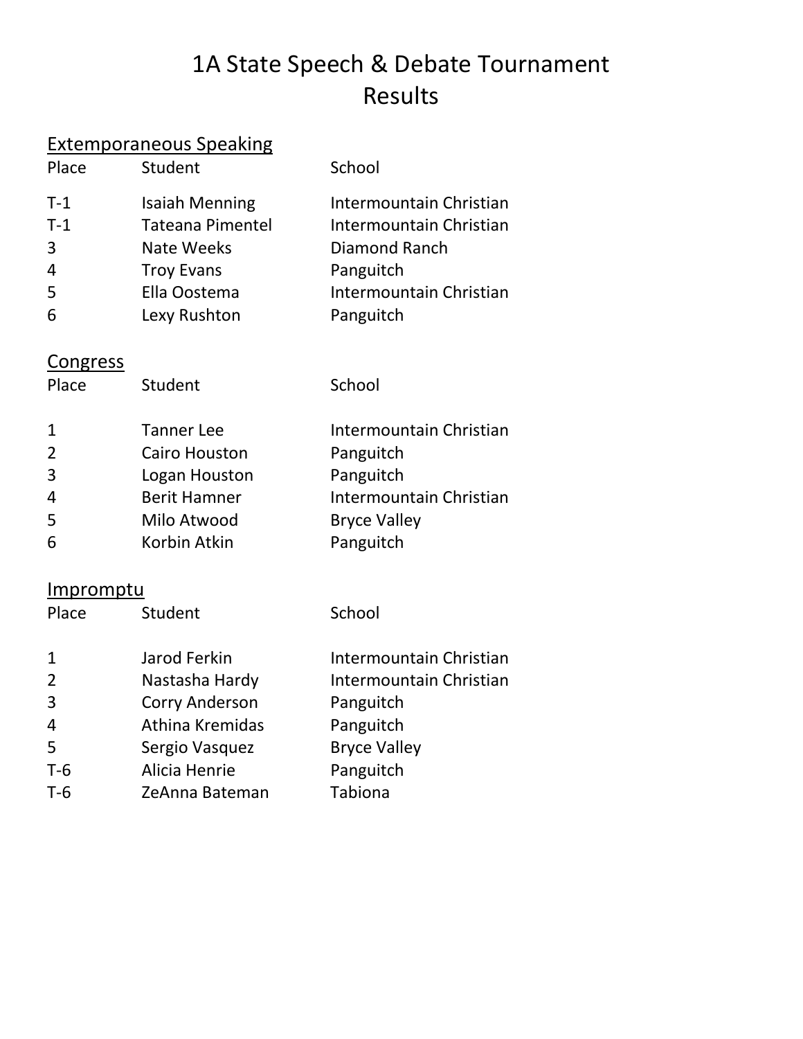# 1A State Speech & Debate Tournament
# Results

## Extemporaneous Speaking

| Place | Student | School |
|---|---|---|
| T-1 | Isaiah Menning | Intermountain Christian |
| T-1 | Tateana Pimentel | Intermountain Christian |
| 3 | Nate Weeks | Diamond Ranch |
| 4 | Troy Evans | Panguitch |
| 5 | Ella Oostema | Intermountain Christian |
| 6 | Lexy Rushton | Panguitch |

## Congress

| Place | Student | School |
|---|---|---|
| 1 | Tanner Lee | Intermountain Christian |
| 2 | Cairo Houston | Panguitch |
| 3 | Logan Houston | Panguitch |
| 4 | Berit Hamner | Intermountain Christian |
| 5 | Milo Atwood | Bryce Valley |
| 6 | Korbin Atkin | Panguitch |

## Impromptu

| Place | Student | School |
|---|---|---|
| 1 | Jarod Ferkin | Intermountain Christian |
| 2 | Nastasha Hardy | Intermountain Christian |
| 3 | Corry Anderson | Panguitch |
| 4 | Athina Kremidas | Panguitch |
| 5 | Sergio Vasquez | Bryce Valley |
| T-6 | Alicia Henrie | Panguitch |
| T-6 | ZeAnna Bateman | Tabiona |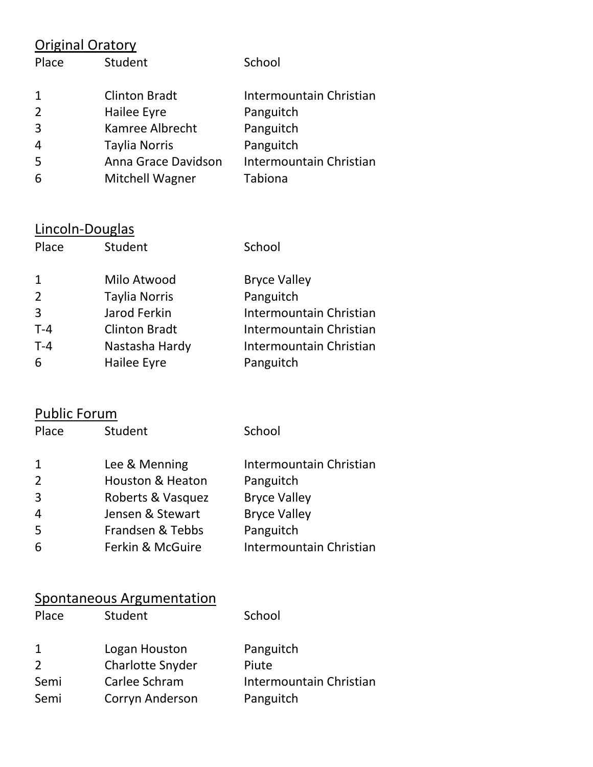## Original Oratory

| Place | Student | School |
|---|---|---|
| 1 | Clinton Bradt | Intermountain Christian |
| 2 | Hailee Eyre | Panguitch |
| 3 | Kamree Albrecht | Panguitch |
| 4 | Taylia Norris | Panguitch |
| 5 | Anna Grace Davidson | Intermountain Christian |
| 6 | Mitchell Wagner | Tabiona |

## Lincoln-Douglas

| Place | Student | School |
|---|---|---|
| 1 | Milo Atwood | Bryce Valley |
| 2 | Taylia Norris | Panguitch |
| 3 | Jarod Ferkin | Intermountain Christian |
| T-4 | Clinton Bradt | Intermountain Christian |
| T-4 | Nastasha Hardy | Intermountain Christian |
| 6 | Hailee Eyre | Panguitch |

## Public Forum

| Place | Student | School |
|---|---|---|
| 1 | Lee & Menning | Intermountain Christian |
| 2 | Houston & Heaton | Panguitch |
| 3 | Roberts & Vasquez | Bryce Valley |
| 4 | Jensen & Stewart | Bryce Valley |
| 5 | Frandsen & Tebbs | Panguitch |
| 6 | Ferkin & McGuire | Intermountain Christian |

## Spontaneous Argumentation

| Place | Student | School |
|---|---|---|
| 1 | Logan Houston | Panguitch |
| 2 | Charlotte Snyder | Piute |
| Semi | Carlee Schram | Intermountain Christian |
| Semi | Corryn Anderson | Panguitch |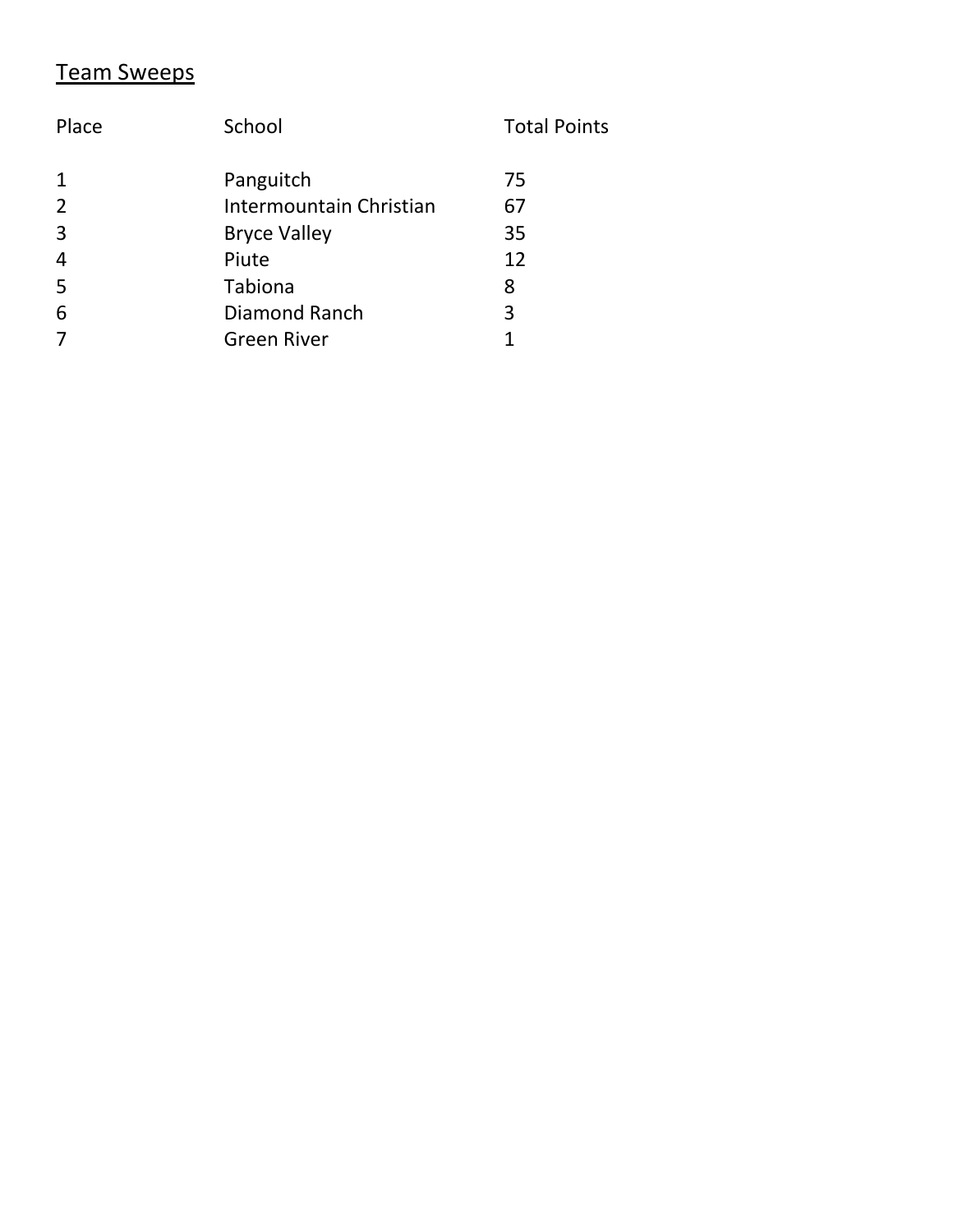Team Sweeps

| Place | School | Total Points |
| --- | --- | --- |
| 1 | Panguitch | 75 |
| 2 | Intermountain Christian | 67 |
| 3 | Bryce Valley | 35 |
| 4 | Piute | 12 |
| 5 | Tabiona | 8 |
| 6 | Diamond Ranch | 3 |
| 7 | Green River | 1 |